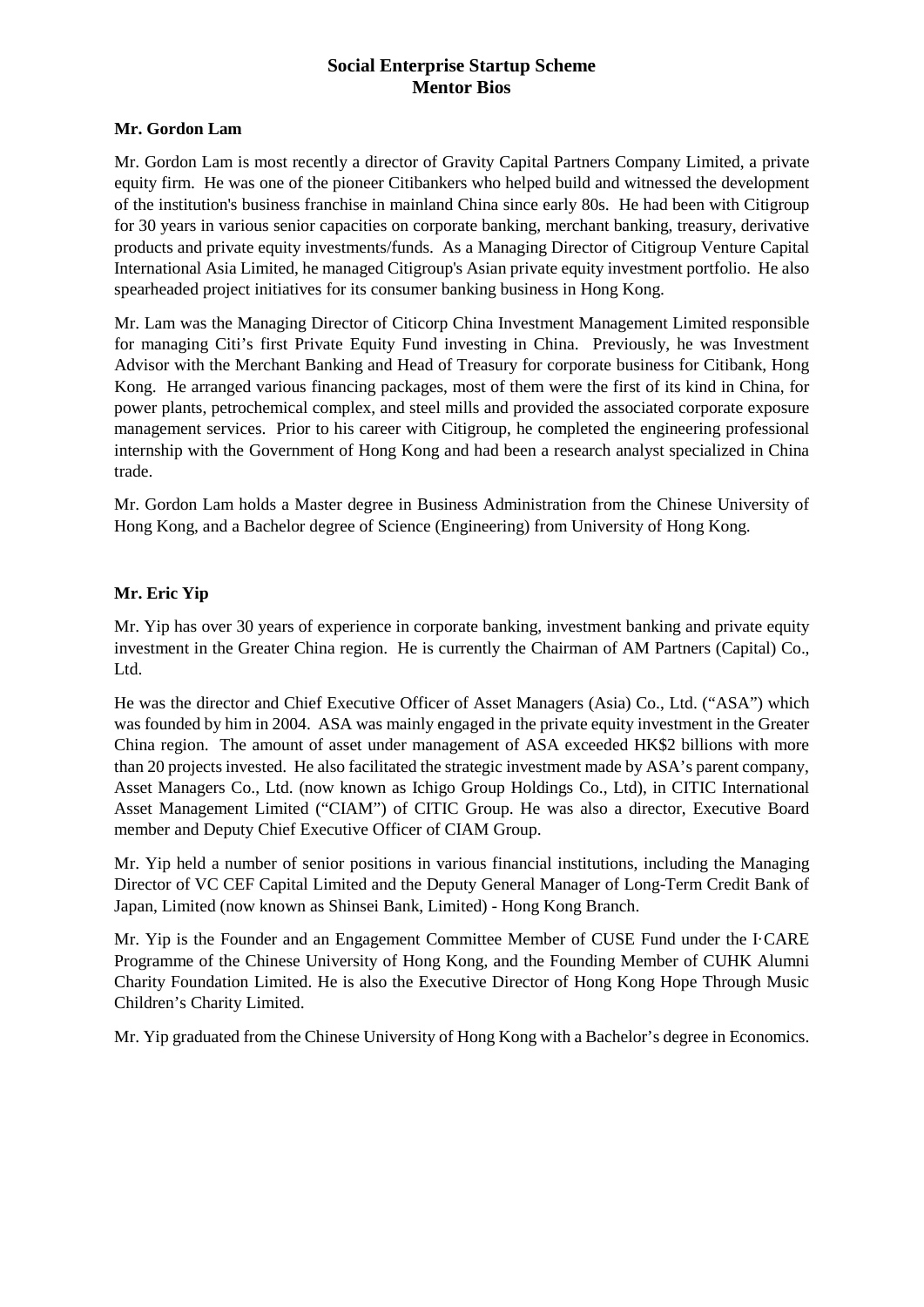# Social Enterprise Startup Scheme
## Mentor Bios

### Mr. Gordon Lam

Mr. Gordon Lam is most recently a director of Gravity Capital Partners Company Limited, a private equity firm. He was one of the pioneer Citibankers who helped build and witnessed the development of the institution's business franchise in mainland China since early 80s. He had been with Citigroup for 30 years in various senior capacities on corporate banking, merchant banking, treasury, derivative products and private equity investments/funds. As a Managing Director of Citigroup Venture Capital International Asia Limited, he managed Citigroup's Asian private equity investment portfolio. He also spearheaded project initiatives for its consumer banking business in Hong Kong.

Mr. Lam was the Managing Director of Citicorp China Investment Management Limited responsible for managing Citi's first Private Equity Fund investing in China. Previously, he was Investment Advisor with the Merchant Banking and Head of Treasury for corporate business for Citibank, Hong Kong. He arranged various financing packages, most of them were the first of its kind in China, for power plants, petrochemical complex, and steel mills and provided the associated corporate exposure management services. Prior to his career with Citigroup, he completed the engineering professional internship with the Government of Hong Kong and had been a research analyst specialized in China trade.

Mr. Gordon Lam holds a Master degree in Business Administration from the Chinese University of Hong Kong, and a Bachelor degree of Science (Engineering) from University of Hong Kong.

### Mr. Eric Yip

Mr. Yip has over 30 years of experience in corporate banking, investment banking and private equity investment in the Greater China region. He is currently the Chairman of AM Partners (Capital) Co., Ltd.

He was the director and Chief Executive Officer of Asset Managers (Asia) Co., Ltd. ("ASA") which was founded by him in 2004. ASA was mainly engaged in the private equity investment in the Greater China region. The amount of asset under management of ASA exceeded HK$2 billions with more than 20 projects invested. He also facilitated the strategic investment made by ASA's parent company, Asset Managers Co., Ltd. (now known as Ichigo Group Holdings Co., Ltd), in CITIC International Asset Management Limited ("CIAM") of CITIC Group. He was also a director, Executive Board member and Deputy Chief Executive Officer of CIAM Group.

Mr. Yip held a number of senior positions in various financial institutions, including the Managing Director of VC CEF Capital Limited and the Deputy General Manager of Long-Term Credit Bank of Japan, Limited (now known as Shinsei Bank, Limited) - Hong Kong Branch.

Mr. Yip is the Founder and an Engagement Committee Member of CUSE Fund under the I·CARE Programme of the Chinese University of Hong Kong, and the Founding Member of CUHK Alumni Charity Foundation Limited. He is also the Executive Director of Hong Kong Hope Through Music Children's Charity Limited.

Mr. Yip graduated from the Chinese University of Hong Kong with a Bachelor's degree in Economics.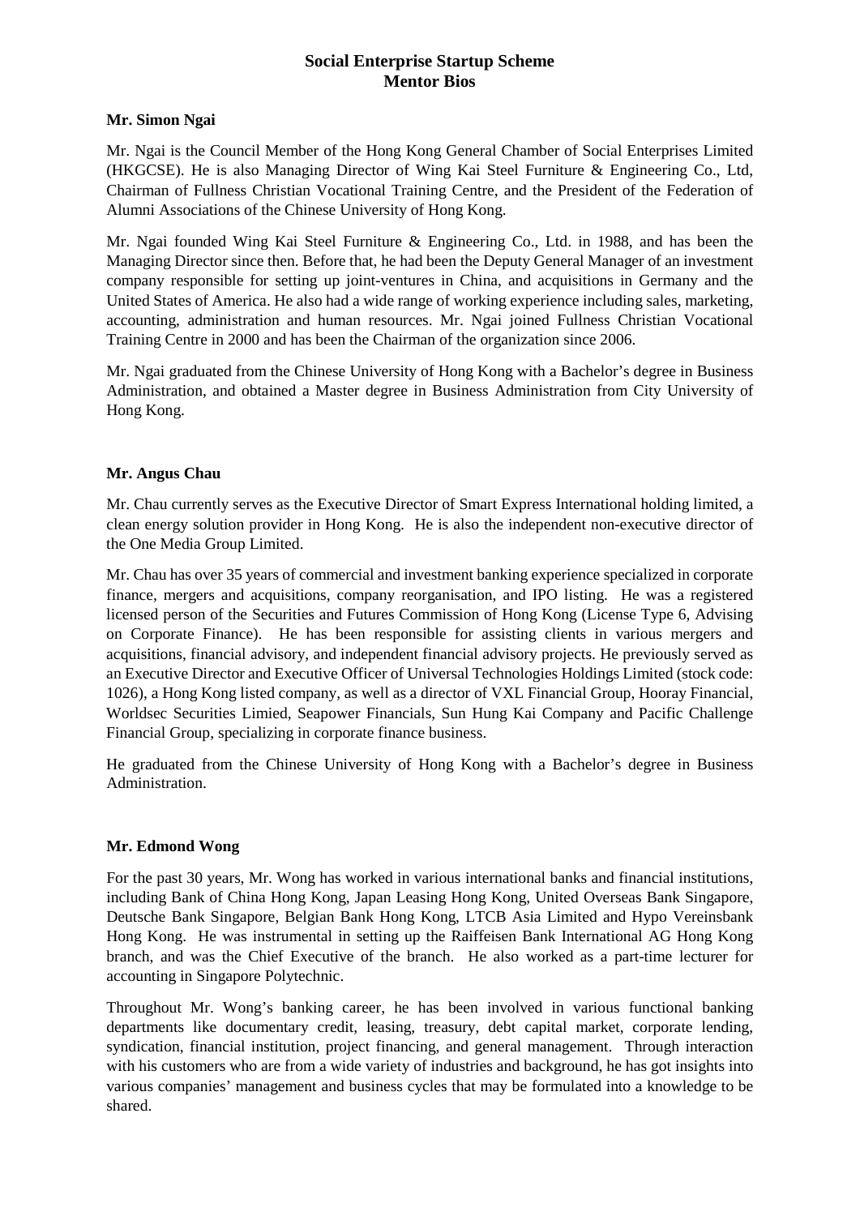**Social Enterprise Startup Scheme**
**Mentor Bios**

**Mr. Simon Ngai**

Mr. Ngai is the Council Member of the Hong Kong General Chamber of Social Enterprises Limited (HKGCSE). He is also Managing Director of Wing Kai Steel Furniture & Engineering Co., Ltd, Chairman of Fullness Christian Vocational Training Centre, and the President of the Federation of Alumni Associations of the Chinese University of Hong Kong.

Mr. Ngai founded Wing Kai Steel Furniture & Engineering Co., Ltd. in 1988, and has been the Managing Director since then. Before that, he had been the Deputy General Manager of an investment company responsible for setting up joint-ventures in China, and acquisitions in Germany and the United States of America. He also had a wide range of working experience including sales, marketing, accounting, administration and human resources. Mr. Ngai joined Fullness Christian Vocational Training Centre in 2000 and has been the Chairman of the organization since 2006.

Mr. Ngai graduated from the Chinese University of Hong Kong with a Bachelor's degree in Business Administration, and obtained a Master degree in Business Administration from City University of Hong Kong.

**Mr. Angus Chau**

Mr. Chau currently serves as the Executive Director of Smart Express International holding limited, a clean energy solution provider in Hong Kong. He is also the independent non-executive director of the One Media Group Limited.

Mr. Chau has over 35 years of commercial and investment banking experience specialized in corporate finance, mergers and acquisitions, company reorganisation, and IPO listing. He was a registered licensed person of the Securities and Futures Commission of Hong Kong (License Type 6, Advising on Corporate Finance). He has been responsible for assisting clients in various mergers and acquisitions, financial advisory, and independent financial advisory projects. He previously served as an Executive Director and Executive Officer of Universal Technologies Holdings Limited (stock code: 1026), a Hong Kong listed company, as well as a director of VXL Financial Group, Hooray Financial, Worldsec Securities Limied, Seapower Financials, Sun Hung Kai Company and Pacific Challenge Financial Group, specializing in corporate finance business.

He graduated from the Chinese University of Hong Kong with a Bachelor's degree in Business Administration.

**Mr. Edmond Wong**

For the past 30 years, Mr. Wong has worked in various international banks and financial institutions, including Bank of China Hong Kong, Japan Leasing Hong Kong, United Overseas Bank Singapore, Deutsche Bank Singapore, Belgian Bank Hong Kong, LTCB Asia Limited and Hypo Vereinsbank Hong Kong. He was instrumental in setting up the Raiffeisen Bank International AG Hong Kong branch, and was the Chief Executive of the branch. He also worked as a part-time lecturer for accounting in Singapore Polytechnic.

Throughout Mr. Wong's banking career, he has been involved in various functional banking departments like documentary credit, leasing, treasury, debt capital market, corporate lending, syndication, financial institution, project financing, and general management. Through interaction with his customers who are from a wide variety of industries and background, he has got insights into various companies' management and business cycles that may be formulated into a knowledge to be shared.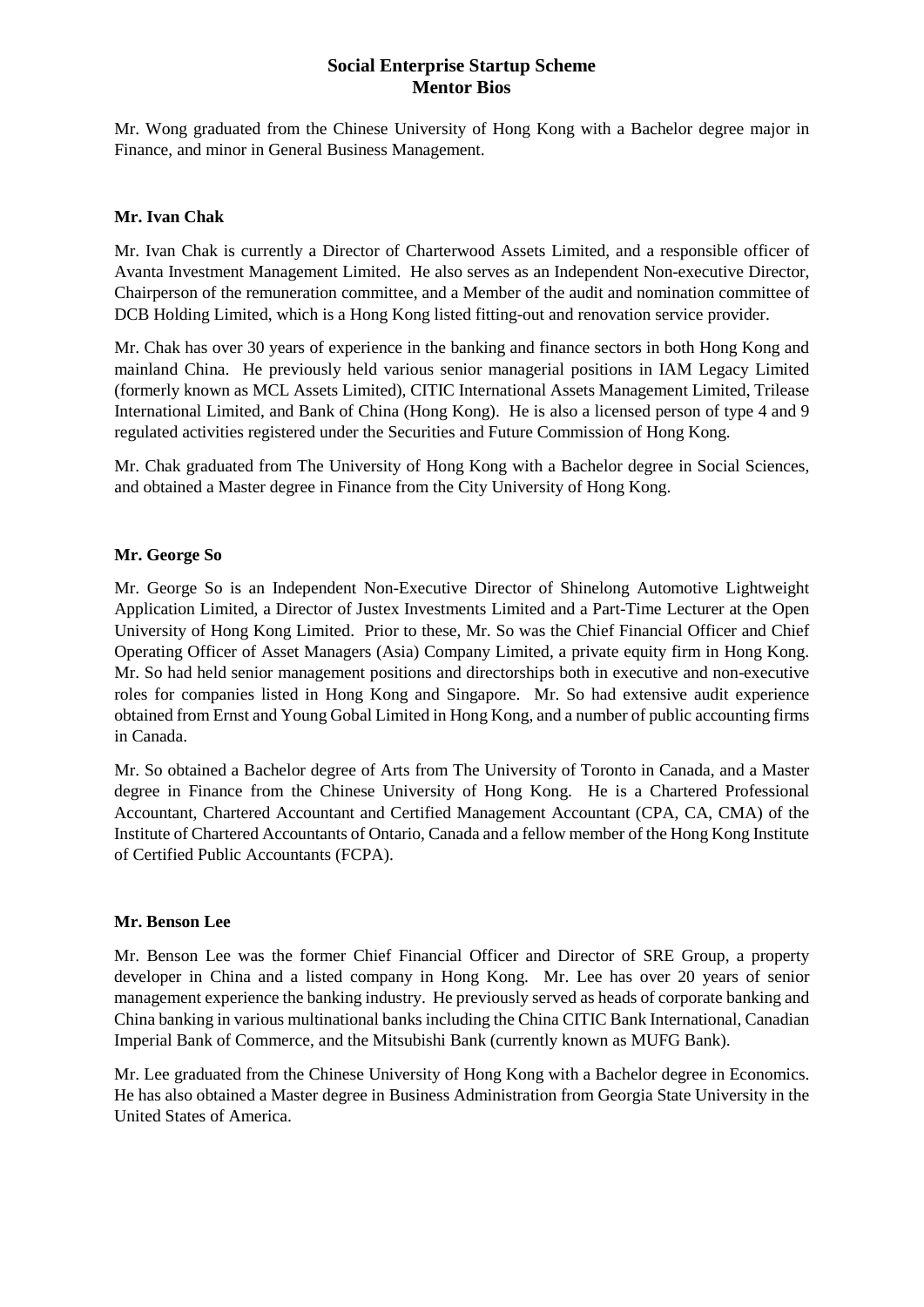Mr. Wong graduated from the Chinese University of Hong Kong with a Bachelor degree major in Finance, and minor in General Business Management.

**Mr. Ivan Chak**

Mr. Ivan Chak is currently a Director of Charterwood Assets Limited, and a responsible officer of Avanta Investment Management Limited. He also serves as an Independent Non-executive Director, Chairperson of the remuneration committee, and a Member of the audit and nomination committee of DCB Holding Limited, which is a Hong Kong listed fitting-out and renovation service provider.

Mr. Chak has over 30 years of experience in the banking and finance sectors in both Hong Kong and mainland China. He previously held various senior managerial positions in IAM Legacy Limited (formerly known as MCL Assets Limited), CITIC International Assets Management Limited, Trilease International Limited, and Bank of China (Hong Kong). He is also a licensed person of type 4 and 9 regulated activities registered under the Securities and Future Commission of Hong Kong.

Mr. Chak graduated from The University of Hong Kong with a Bachelor degree in Social Sciences, and obtained a Master degree in Finance from the City University of Hong Kong.

**Mr. George So**

Mr. George So is an Independent Non-Executive Director of Shinelong Automotive Lightweight Application Limited, a Director of Justex Investments Limited and a Part-Time Lecturer at the Open University of Hong Kong Limited. Prior to these, Mr. So was the Chief Financial Officer and Chief Operating Officer of Asset Managers (Asia) Company Limited, a private equity firm in Hong Kong. Mr. So had held senior management positions and directorships both in executive and non-executive roles for companies listed in Hong Kong and Singapore. Mr. So had extensive audit experience obtained from Ernst and Young Gobal Limited in Hong Kong, and a number of public accounting firms in Canada.

Mr. So obtained a Bachelor degree of Arts from The University of Toronto in Canada, and a Master degree in Finance from the Chinese University of Hong Kong. He is a Chartered Professional Accountant, Chartered Accountant and Certified Management Accountant (CPA, CA, CMA) of the Institute of Chartered Accountants of Ontario, Canada and a fellow member of the Hong Kong Institute of Certified Public Accountants (FCPA).

**Mr. Benson Lee**

Mr. Benson Lee was the former Chief Financial Officer and Director of SRE Group, a property developer in China and a listed company in Hong Kong. Mr. Lee has over 20 years of senior management experience the banking industry. He previously served as heads of corporate banking and China banking in various multinational banks including the China CITIC Bank International, Canadian Imperial Bank of Commerce, and the Mitsubishi Bank (currently known as MUFG Bank).

Mr. Lee graduated from the Chinese University of Hong Kong with a Bachelor degree in Economics. He has also obtained a Master degree in Business Administration from Georgia State University in the United States of America.